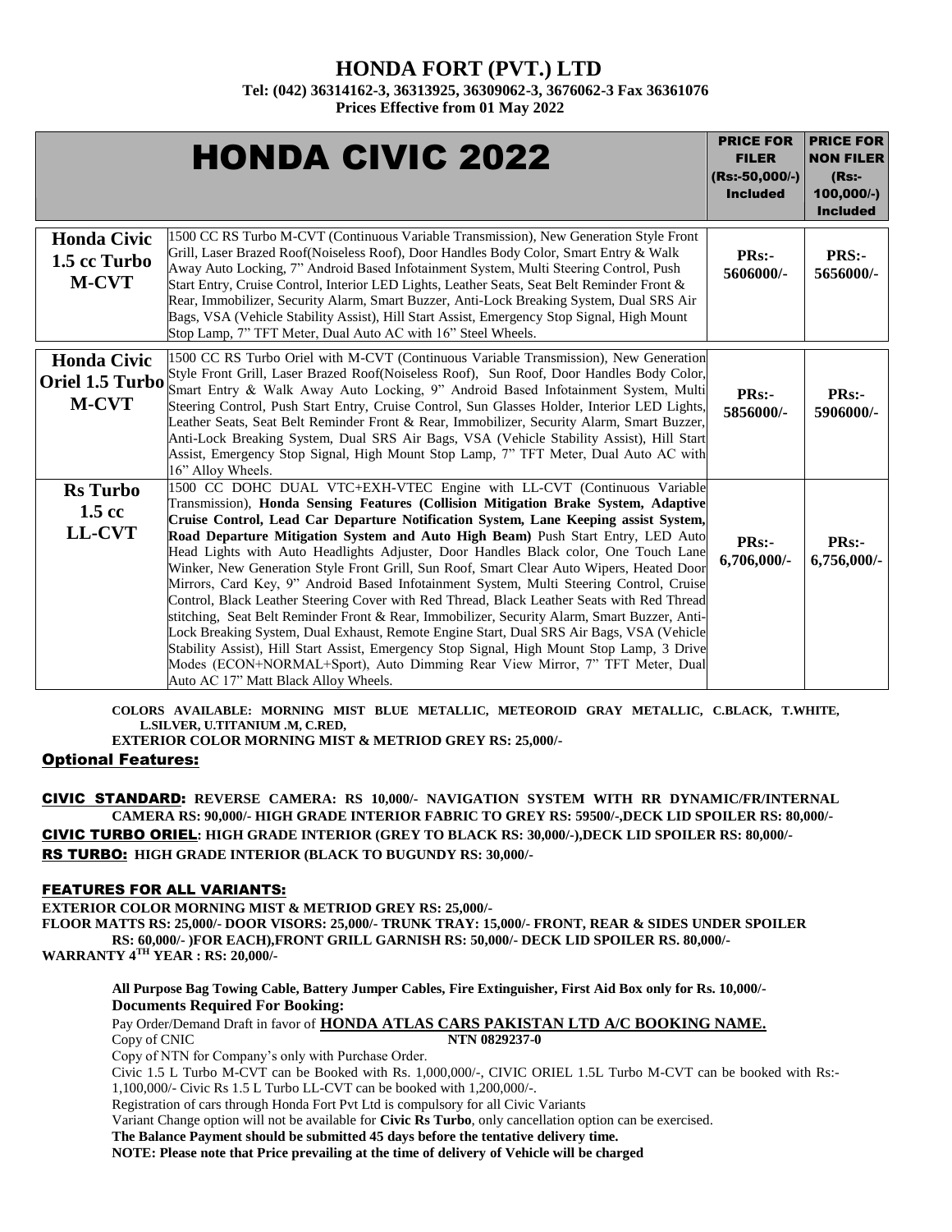# HONDA FORT (PVT.) LTD

**Tel: (042) 36314162-3, 36313925, 36309062-3, 3676062-3 Fax 36361076**

**Prices Effective from 01 May 2022**

| HONDA CIVIC 2022 | | PRICE FOR FILER (Rs:-50,000/-) Included | PRICE FOR NON FILER (Rs:-100,000/-) Included |
|---|---|---|---|
| **Honda Civic 1.5 cc Turbo M-CVT** | 1500 CC RS Turbo M-CVT (Continuous Variable Transmission), New Generation Style Front Grill, Laser Brazed Roof(Noiseless Roof), Door Handles Body Color, Smart Entry & Walk Away Auto Locking, 7" Android Based Infotainment System, Multi Steering Control, Push Start Entry, Cruise Control, Interior LED Lights, Leather Seats, Seat Belt Reminder Front & Rear, Immobilizer, Security Alarm, Smart Buzzer, Anti-Lock Breaking System, Dual SRS Air Bags, VSA (Vehicle Stability Assist), Hill Start Assist, Emergency Stop Signal, High Mount Stop Lamp, 7" TFT Meter, Dual Auto AC with 16" Steel Wheels. | **PRs:- 5606000/-** | **PRS:- 5656000/-** |
| **Honda Civic Oriel 1.5 Turbo M-CVT** | 1500 CC RS Turbo Oriel with M-CVT (Continuous Variable Transmission), New Generation Style Front Grill, Laser Brazed Roof(Noiseless Roof), Sun Roof, Door Handles Body Color, Smart Entry & Walk Away Auto Locking, 9" Android Based Infotainment System, Multi Steering Control, Push Start Entry, Cruise Control, Sun Glasses Holder, Interior LED Lights, Leather Seats, Seat Belt Reminder Front & Rear, Immobilizer, Security Alarm, Smart Buzzer, Anti-Lock Breaking System, Dual SRS Air Bags, VSA (Vehicle Stability Assist), Hill Start Assist, Emergency Stop Signal, High Mount Stop Lamp, 7" TFT Meter, Dual Auto AC with 16" Alloy Wheels. | **PRs:- 5856000/-** | **PRs:- 5906000/-** |
| **Rs Turbo 1.5 cc LL-CVT** | 1500 CC DOHC DUAL VTC+EXH-VTEC Engine with LL-CVT (Continuous Variable Transmission), **Honda Sensing Features (Collision Mitigation Brake System, Adaptive Cruise Control, Lead Car Departure Notification System, Lane Keeping assist System, Road Departure Mitigation System and Auto High Beam)** Push Start Entry, LED Auto Head Lights with Auto Headlights Adjuster, Door Handles Black color, One Touch Lane Winker, New Generation Style Front Grill, Sun Roof, Smart Clear Auto Wipers, Heated Door Mirrors, Card Key, 9" Android Based Infotainment System, Multi Steering Control, Cruise Control, Black Leather Steering Cover with Red Thread, Black Leather Seats with Red Thread stitching, Seat Belt Reminder Front & Rear, Immobilizer, Security Alarm, Smart Buzzer, Anti-Lock Breaking System, Dual Exhaust, Remote Engine Start, Dual SRS Air Bags, VSA (Vehicle Stability Assist), Hill Start Assist, Emergency Stop Signal, High Mount Stop Lamp, 3 Drive Modes (ECON+NORMAL+Sport), Auto Dimming Rear View Mirror, 7" TFT Meter, Dual Auto AC 17" Matt Black Alloy Wheels. | **PRs:- 6,706,000/-** | **PRs:- 6,756,000/-** |

**COLORS AVAILABLE: MORNING MIST BLUE METALLIC, METEOROID GRAY METALLIC, C.BLACK, T.WHITE, L.SILVER, U.TITANIUM .M, C.RED,**
**EXTERIOR COLOR MORNING MIST & METRIOD GREY RS: 25,000/-**

## Optional Features:

**CIVIC STANDARD: REVERSE CAMERA: RS 10,000/- NAVIGATION SYSTEM WITH RR DYNAMIC/FR/INTERNAL CAMERA RS: 90,000/- HIGH GRADE INTERIOR FABRIC TO GREY RS: 59500/-,DECK LID SPOILER RS: 80,000/-**

**CIVIC TURBO ORIEL: HIGH GRADE INTERIOR (GREY TO BLACK RS: 30,000/-),DECK LID SPOILER RS: 80,000/-**

**RS TURBO: HIGH GRADE INTERIOR (BLACK TO BUGUNDY RS: 30,000/-**

## FEATURES FOR ALL VARIANTS:

**EXTERIOR COLOR MORNING MIST & METRIOD GREY RS: 25,000/-**
**FLOOR MATTS RS: 25,000/- DOOR VISORS: 25,000/- TRUNK TRAY: 15,000/- FRONT, REAR & SIDES UNDER SPOILER RS: 60,000/- )FOR EACH),FRONT GRILL GARNISH RS: 50,000/- DECK LID SPOILER RS. 80,000/-**
**WARRANTY 4TH YEAR : RS: 20,000/-**

**All Purpose Bag Towing Cable, Battery Jumper Cables, Fire Extinguisher, First Aid Box only for Rs. 10,000/-**

**Documents Required For Booking:**

Pay Order/Demand Draft in favor of **HONDA ATLAS CARS PAKISTAN LTD A/C BOOKING NAME.**

Copy of CNIC **NTN 0829237-0**

Copy of NTN for Company's only with Purchase Order.

Civic 1.5 L Turbo M-CVT can be Booked with Rs. 1,000,000/-, CIVIC ORIEL 1.5L Turbo M-CVT can be booked with Rs:-1,100,000/- Civic Rs 1.5 L Turbo LL-CVT can be booked with 1,200,000/-.

Registration of cars through Honda Fort Pvt Ltd is compulsory for all Civic Variants

Variant Change option will not be available for **Civic Rs Turbo**, only cancellation option can be exercised.

**The Balance Payment should be submitted 45 days before the tentative delivery time.**

**NOTE: Please note that Price prevailing at the time of delivery of Vehicle will be charged**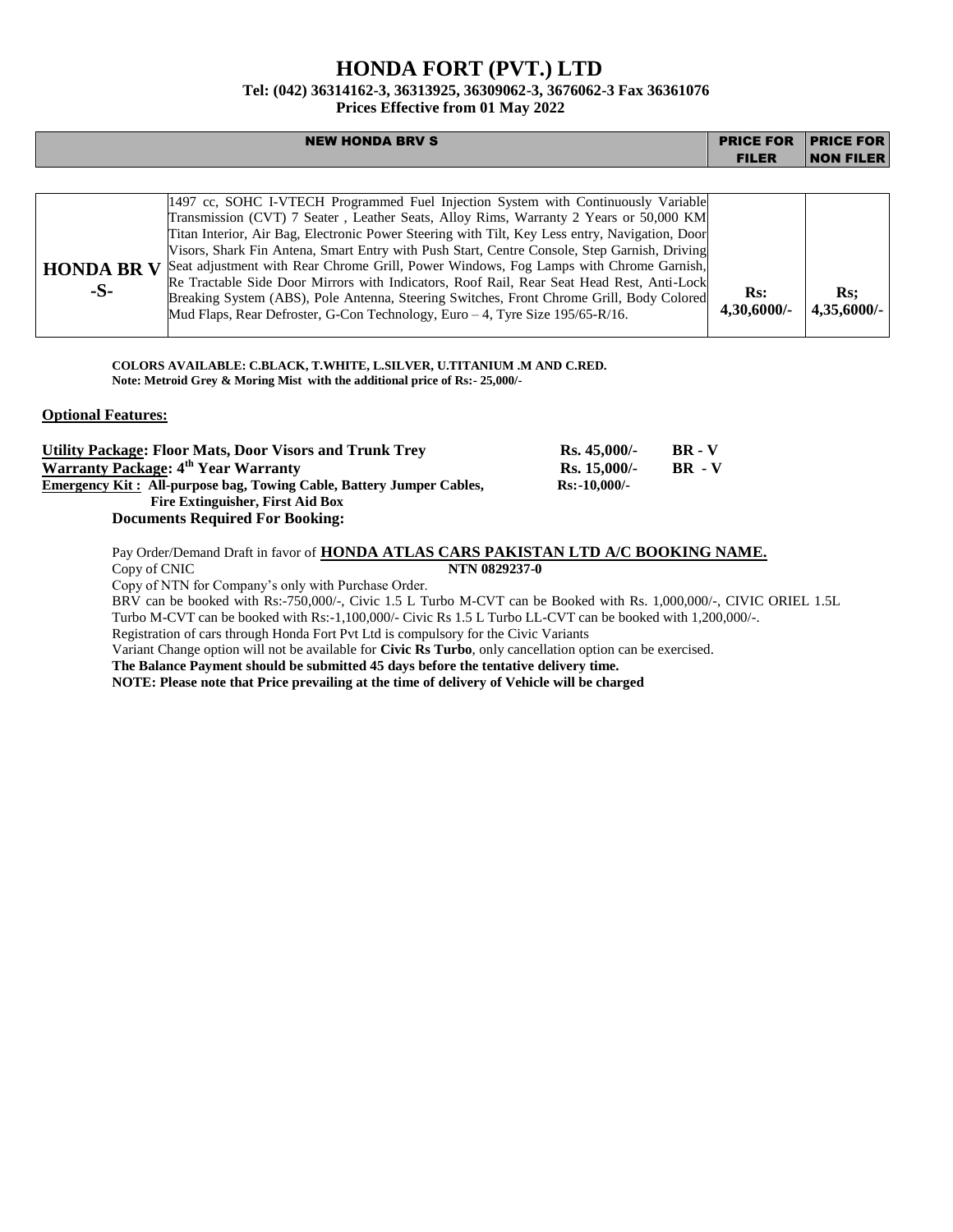# HONDA FORT (PVT.) LTD

**Tel: (042) 36314162-3, 36313925, 36309062-3, 3676062-3 Fax 36361076**

**Prices Effective from 01 May 2022**

| NEW HONDA BRV S | | PRICE FOR FILER | PRICE FOR NON FILER |
|---|---|---|---|
| **HONDA BR V -S-** | 1497 cc, SOHC I-VTECH Programmed Fuel Injection System with Continuously Variable Transmission (CVT) 7 Seater , Leather Seats, Alloy Rims, Warranty 2 Years or 50,000 KM Titan Interior, Air Bag, Electronic Power Steering with Tilt, Key Less entry, Navigation, Door Visors, Shark Fin Antena, Smart Entry with Push Start, Centre Console, Step Garnish, Driving Seat adjustment with Rear Chrome Grill, Power Windows, Fog Lamps with Chrome Garnish, Re Tractable Side Door Mirrors with Indicators, Roof Rail, Rear Seat Head Rest, Anti-Lock Breaking System (ABS), Pole Antenna, Steering Switches, Front Chrome Grill, Body Colored Mud Flaps, Rear Defroster, G-Con Technology, Euro – 4, Tyre Size 195/65-R/16. | **Rs: 4,30,6000/-** | **Rs; 4,35,6000/-** |

**COLORS AVAILABLE: C.BLACK, T.WHITE, L.SILVER, U.TITANIUM .M AND C.RED.**
**Note: Metroid Grey & Moring Mist with the additional price of Rs:- 25,000/-**

**Optional Features:**

**Utility Package: Floor Mats, Door Visors and Trunk Trey** — **Rs. 45,000/-** — **BR - V**
**Warranty Package: 4th Year Warranty** — **Rs. 15,000/-** — **BR - V**
**Emergency Kit : All-purpose bag, Towing Cable, Battery Jumper Cables, Fire Extinguisher, First Aid Box** — **Rs:-10,000/-**

**Documents Required For Booking:**

Pay Order/Demand Draft in favor of **HONDA ATLAS CARS PAKISTAN LTD A/C BOOKING NAME.**
Copy of CNIC **NTN 0829237-0**
Copy of NTN for Company's only with Purchase Order.
BRV can be booked with Rs:-750,000/-, Civic 1.5 L Turbo M-CVT can be Booked with Rs. 1,000,000/-, CIVIC ORIEL 1.5L Turbo M-CVT can be booked with Rs:-1,100,000/- Civic Rs 1.5 L Turbo LL-CVT can be booked with 1,200,000/-.
Registration of cars through Honda Fort Pvt Ltd is compulsory for the Civic Variants
Variant Change option will not be available for **Civic Rs Turbo**, only cancellation option can be exercised.
**The Balance Payment should be submitted 45 days before the tentative delivery time.**
**NOTE: Please note that Price prevailing at the time of delivery of Vehicle will be charged**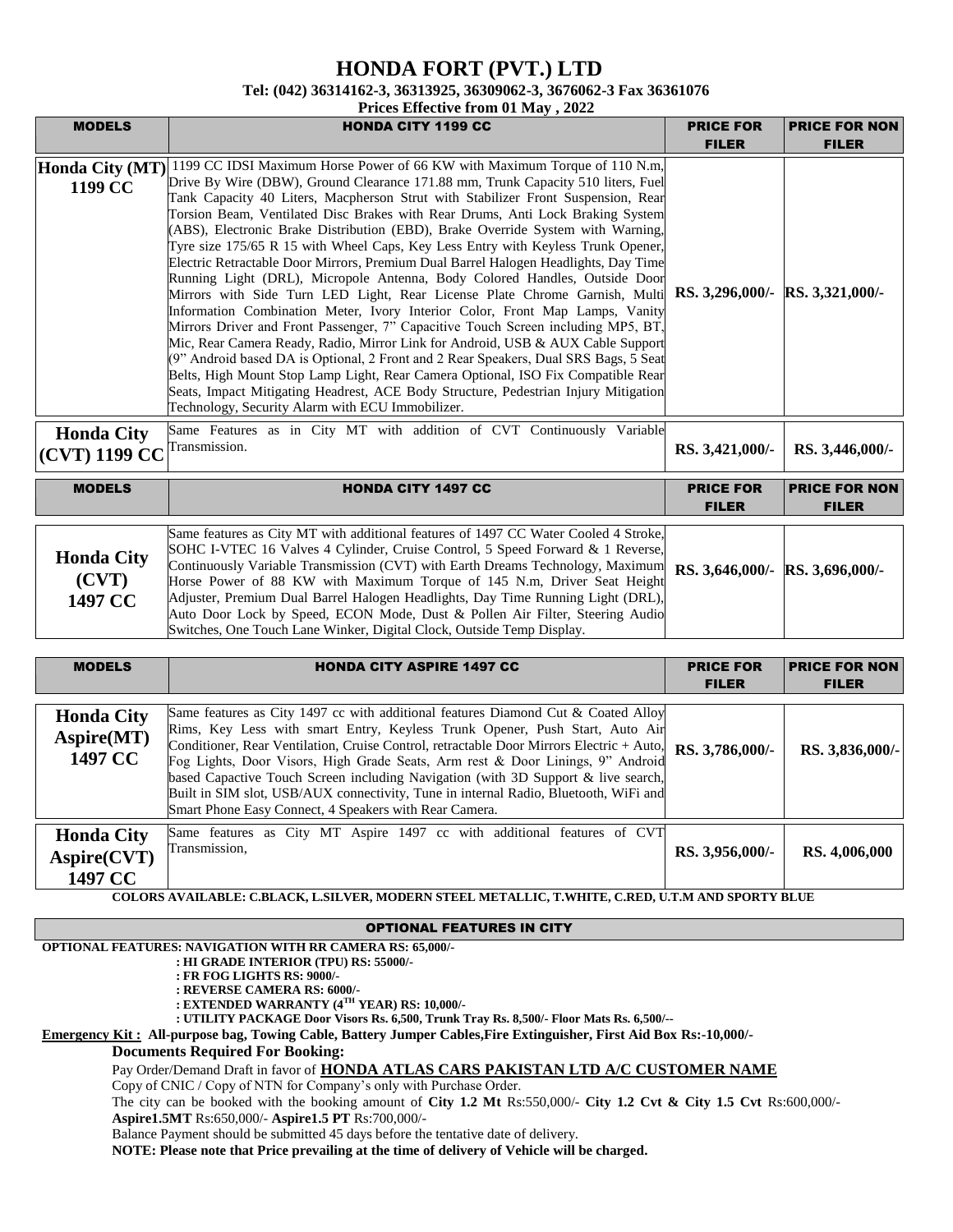# HONDA FORT (PVT.) LTD

**Tel: (042) 36314162-3, 36313925, 36309062-3, 3676062-3 Fax 36361076**

**Prices Effective from 01 May , 2022**

| MODELS | HONDA CITY 1199 CC | PRICE FOR FILER | PRICE FOR NON FILER |
|---|---|---|---|
| **Honda City (MT) 1199 CC** | 1199 CC IDSI Maximum Horse Power of 66 KW with Maximum Torque of 110 N.m, Drive By Wire (DBW), Ground Clearance 171.88 mm, Trunk Capacity 510 liters, Fuel Tank Capacity 40 Liters, Macpherson Strut with Stabilizer Front Suspension, Rear Torsion Beam, Ventilated Disc Brakes with Rear Drums, Anti Lock Braking System (ABS), Electronic Brake Distribution (EBD), Brake Override System with Warning, Tyre size 175/65 R 15 with Wheel Caps, Key Less Entry with Keyless Trunk Opener, Electric Retractable Door Mirrors, Premium Dual Barrel Halogen Headlights, Day Time Running Light (DRL), Micropole Antenna, Body Colored Handles, Outside Door Mirrors with Side Turn LED Light, Rear License Plate Chrome Garnish, Multi Information Combination Meter, Ivory Interior Color, Front Map Lamps, Vanity Mirrors Driver and Front Passenger, 7" Capacitive Touch Screen including MP5, BT, Mic, Rear Camera Ready, Radio, Mirror Link for Android, USB & AUX Cable Support (9" Android based DA is Optional, 2 Front and 2 Rear Speakers, Dual SRS Bags, 5 Seat Belts, High Mount Stop Lamp Light, Rear Camera Optional, ISO Fix Compatible Rear Seats, Impact Mitigating Headrest, ACE Body Structure, Pedestrian Injury Mitigation Technology, Security Alarm with ECU Immobilizer. | **RS. 3,296,000/-** | **RS. 3,321,000/-** |
| **Honda City (CVT) 1199 CC** | Same Features as in City MT with addition of CVT Continuously Variable Transmission. | **RS. 3,421,000/-** | **RS. 3,446,000/-** |

| MODELS | HONDA CITY 1497 CC | PRICE FOR FILER | PRICE FOR NON FILER |
|---|---|---|---|
| **Honda City (CVT) 1497 CC** | Same features as City MT with additional features of 1497 CC Water Cooled 4 Stroke, SOHC I-VTEC 16 Valves 4 Cylinder, Cruise Control, 5 Speed Forward & 1 Reverse, Continuously Variable Transmission (CVT) with Earth Dreams Technology, Maximum Horse Power of 88 KW with Maximum Torque of 145 N.m, Driver Seat Height Adjuster, Premium Dual Barrel Halogen Headlights, Day Time Running Light (DRL), Auto Door Lock by Speed, ECON Mode, Dust & Pollen Air Filter, Steering Audio Switches, One Touch Lane Winker, Digital Clock, Outside Temp Display. | **RS. 3,646,000/-** | **RS. 3,696,000/-** |

| MODELS | HONDA CITY ASPIRE 1497 CC | PRICE FOR FILER | PRICE FOR NON FILER |
|---|---|---|---|
| **Honda City Aspire(MT) 1497 CC** | Same features as City 1497 cc with additional features Diamond Cut & Coated Alloy Rims, Key Less with smart Entry, Keyless Trunk Opener, Push Start, Auto Air Conditioner, Rear Ventilation, Cruise Control, retractable Door Mirrors Electric + Auto, Fog Lights, Door Visors, High Grade Seats, Arm rest & Door Linings, 9" Android based Capactive Touch Screen including Navigation (with 3D Support & live search, Built in SIM slot, USB/AUX connectivity, Tune in internal Radio, Bluetooth, WiFi and Smart Phone Easy Connect, 4 Speakers with Rear Camera. | **RS. 3,786,000/-** | **RS. 3,836,000/-** |
| **Honda City Aspire(CVT) 1497 CC** | Same features as City MT Aspire 1497 cc with additional features of CVT Transmission, | **RS. 3,956,000/-** | **RS. 4,006,000** |

**COLORS AVAILABLE: C.BLACK, L.SILVER, MODERN STEEL METALLIC, T.WHITE, C.RED, U.T.M AND SPORTY BLUE**

## OPTIONAL FEATURES IN CITY

**OPTIONAL FEATURES: NAVIGATION WITH RR CAMERA RS: 65,000/-**
**: HI GRADE INTERIOR (TPU) RS: 55000/-**
**: FR FOG LIGHTS RS: 9000/-**
**: REVERSE CAMERA RS: 6000/-**
**: EXTENDED WARRANTY (4TH YEAR) RS: 10,000/-**
**: UTILITY PACKAGE Door Visors Rs. 6,500, Trunk Tray Rs. 8,500/- Floor Mats Rs. 6,500/--**

**Emergency Kit : All-purpose bag, Towing Cable, Battery Jumper Cables,Fire Extinguisher, First Aid Box Rs:-10,000/-**

**Documents Required For Booking:**

Pay Order/Demand Draft in favor of **HONDA ATLAS CARS PAKISTAN LTD A/C CUSTOMER NAME**

Copy of CNIC / Copy of NTN for Company's only with Purchase Order.

The city can be booked with the booking amount of **City 1.2 Mt** Rs:550,000/- **City 1.2 Cvt & City 1.5 Cvt** Rs:600,000/- **Aspire1.5MT** Rs:650,000/- **Aspire1.5 PT** Rs:700,000/-

Balance Payment should be submitted 45 days before the tentative date of delivery.

**NOTE: Please note that Price prevailing at the time of delivery of Vehicle will be charged.**